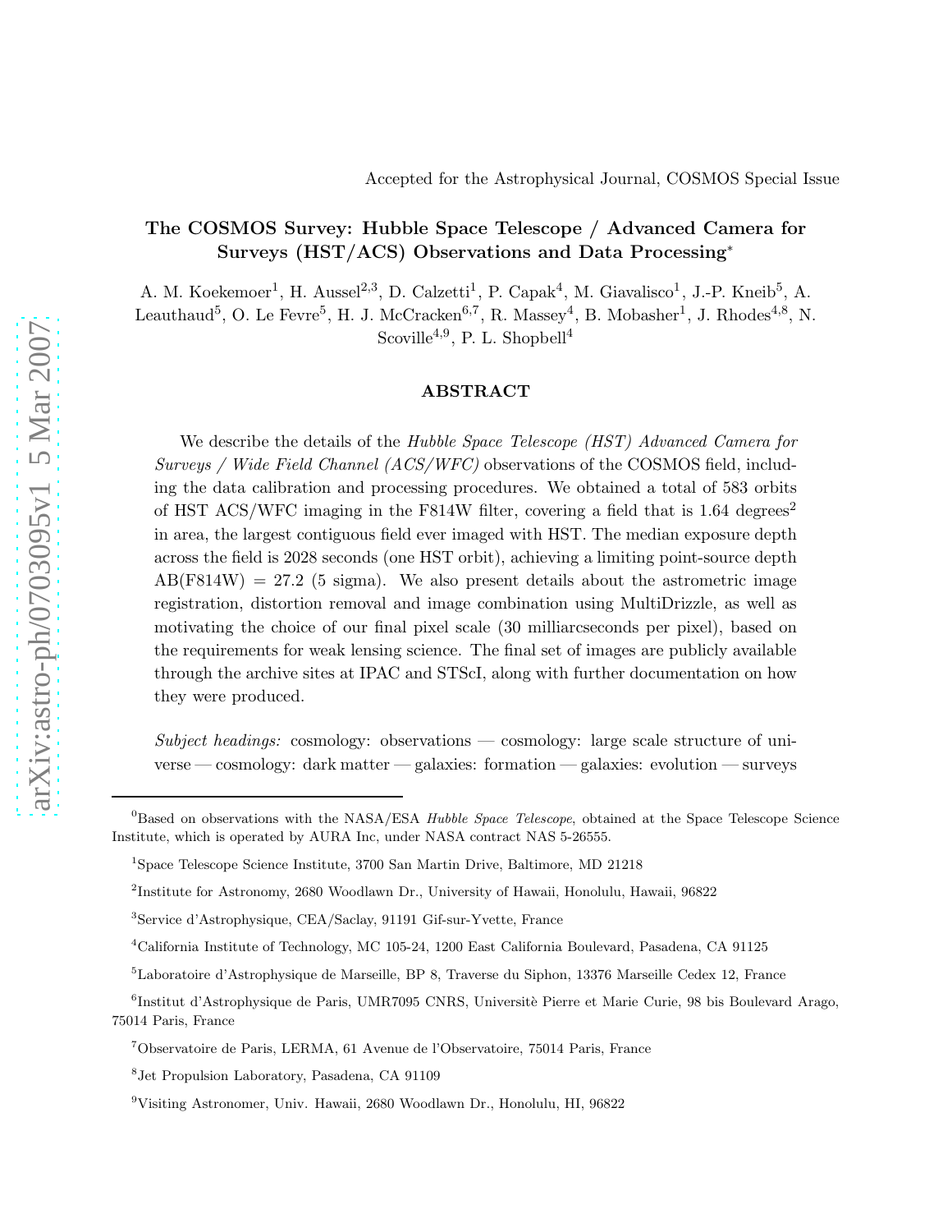Accepted for the Astrophysical Journal, COSMOS Special Issue

# The COSMOS Survey: Hubble Space Telescope / Advanced Camera for Surveys (HST/ACS) Observations and Data Processing*

A. M. Koekemoer[1], H. Aussel[2,3], D. Calzetti[1], P. Capak[4], M. Giavalisco[1], J.-P. Kneib[5], A. Leauthaud[5], O. Le Fevre[5], H. J. McCracken[6,7], R. Massey[4], B. Mobasher[1], J. Rhodes[4,8], N. Scoville[4,9], P. L. Shopbell[4]

## ABSTRACT

We describe the details of the *Hubble Space Telescope (HST) Advanced Camera for Surveys / Wide Field Channel (ACS/WFC)* observations of the COSMOS field, including the data calibration and processing procedures. We obtained a total of 583 orbits of HST ACS/WFC imaging in the F814W filter, covering a field that is 1.64 degrees$^2$ in area, the largest contiguous field ever imaged with HST. The median exposure depth across the field is 2028 seconds (one HST orbit), achieving a limiting point-source depth AB(F814W) = 27.2 (5 sigma). We also present details about the astrometric image registration, distortion removal and image combination using MultiDrizzle, as well as motivating the choice of our final pixel scale (30 milliarcseconds per pixel), based on the requirements for weak lensing science. The final set of images are publicly available through the archive sites at IPAC and STScI, along with further documentation on how they were produced.

*Subject headings:* cosmology: observations — cosmology: large scale structure of universe — cosmology: dark matter — galaxies: formation — galaxies: evolution — surveys

---

[0]Based on observations with the NASA/ESA *Hubble Space Telescope*, obtained at the Space Telescope Science Institute, which is operated by AURA Inc, under NASA contract NAS 5-26555.

[1]Space Telescope Science Institute, 3700 San Martin Drive, Baltimore, MD 21218

[2]Institute for Astronomy, 2680 Woodlawn Dr., University of Hawaii, Honolulu, Hawaii, 96822

[3]Service d'Astrophysique, CEA/Saclay, 91191 Gif-sur-Yvette, France

[4]California Institute of Technology, MC 105-24, 1200 East California Boulevard, Pasadena, CA 91125

[5]Laboratoire d'Astrophysique de Marseille, BP 8, Traverse du Siphon, 13376 Marseille Cedex 12, France

[6]Institut d'Astrophysique de Paris, UMR7095 CNRS, Universitè Pierre et Marie Curie, 98 bis Boulevard Arago, 75014 Paris, France

[7]Observatoire de Paris, LERMA, 61 Avenue de l'Observatoire, 75014 Paris, France

[8]Jet Propulsion Laboratory, Pasadena, CA 91109

[9]Visiting Astronomer, Univ. Hawaii, 2680 Woodlawn Dr., Honolulu, HI, 96822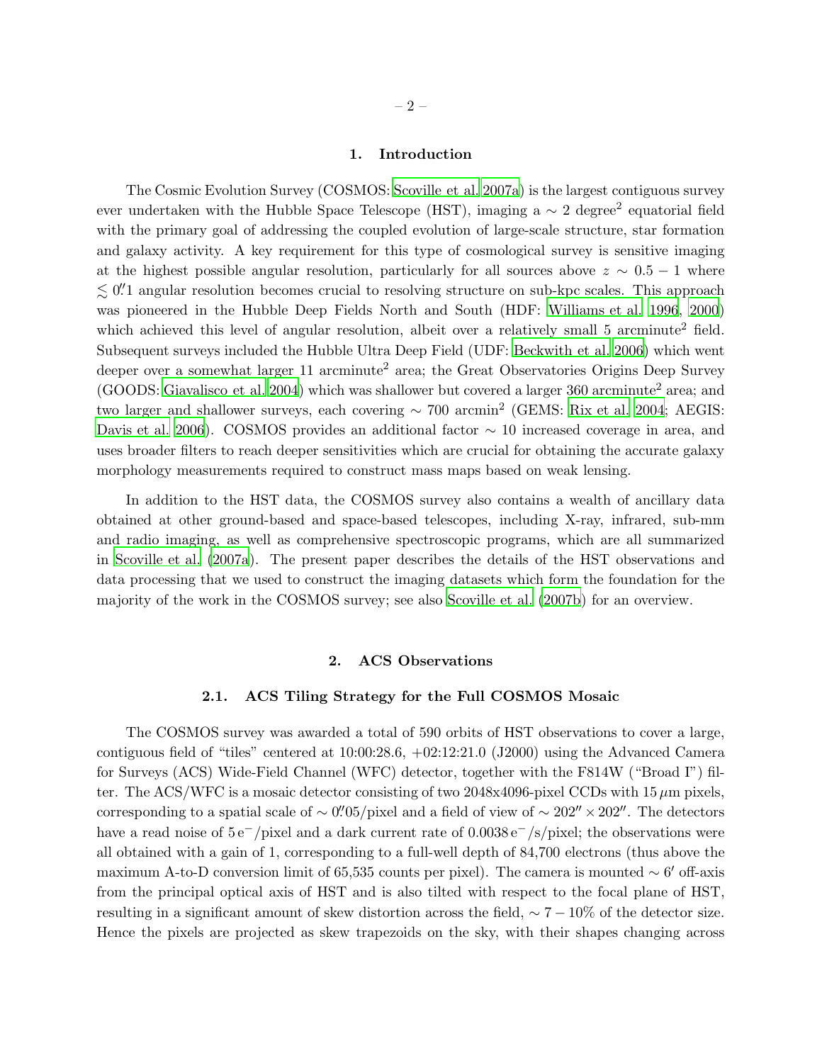## 1. Introduction

The Cosmic Evolution Survey (COSMOS: Scoville et al. 2007a) is the largest contiguous survey ever undertaken with the Hubble Space Telescope (HST), imaging a $\sim 2$ degree$^2$ equatorial field with the primary goal of addressing the coupled evolution of large-scale structure, star formation and galaxy activity. A key requirement for this type of cosmological survey is sensitive imaging at the highest possible angular resolution, particularly for all sources above $z \sim 0.5 - 1$ where $\lesssim 0''.1$ angular resolution becomes crucial to resolving structure on sub-kpc scales. This approach was pioneered in the Hubble Deep Fields North and South (HDF: Williams et al. 1996, 2000) which achieved this level of angular resolution, albeit over a relatively small 5 arcminute$^2$ field. Subsequent surveys included the Hubble Ultra Deep Field (UDF: Beckwith et al. 2006) which went deeper over a somewhat larger 11 arcminute$^2$ area; the Great Observatories Origins Deep Survey (GOODS: Giavalisco et al. 2004) which was shallower but covered a larger 360 arcminute$^2$ area; and two larger and shallower surveys, each covering $\sim 700$ arcmin$^2$ (GEMS: Rix et al. 2004; AEGIS: Davis et al. 2006). COSMOS provides an additional factor $\sim 10$ increased coverage in area, and uses broader filters to reach deeper sensitivities which are crucial for obtaining the accurate galaxy morphology measurements required to construct mass maps based on weak lensing.

In addition to the HST data, the COSMOS survey also contains a wealth of ancillary data obtained at other ground-based and space-based telescopes, including X-ray, infrared, sub-mm and radio imaging, as well as comprehensive spectroscopic programs, which are all summarized in Scoville et al. (2007a). The present paper describes the details of the HST observations and data processing that we used to construct the imaging datasets which form the foundation for the majority of the work in the COSMOS survey; see also Scoville et al. (2007b) for an overview.

## 2. ACS Observations

### 2.1. ACS Tiling Strategy for the Full COSMOS Mosaic

The COSMOS survey was awarded a total of 590 orbits of HST observations to cover a large, contiguous field of "tiles" centered at 10:00:28.6, +02:12:21.0 (J2000) using the Advanced Camera for Surveys (ACS) Wide-Field Channel (WFC) detector, together with the F814W ("Broad I") filter. The ACS/WFC is a mosaic detector consisting of two 2048x4096-pixel CCDs with 15 $\mu$m pixels, corresponding to a spatial scale of $\sim 0''.05$/pixel and a field of view of $\sim 202'' \times 202''$. The detectors have a read noise of 5 $e^-$/pixel and a dark current rate of 0.0038 $e^-$/s/pixel; the observations were all obtained with a gain of 1, corresponding to a full-well depth of 84,700 electrons (thus above the maximum A-to-D conversion limit of 65,535 counts per pixel). The camera is mounted $\sim 6'$ off-axis from the principal optical axis of HST and is also tilted with respect to the focal plane of HST, resulting in a significant amount of skew distortion across the field, $\sim 7 - 10\%$ of the detector size. Hence the pixels are projected as skew trapezoids on the sky, with their shapes changing across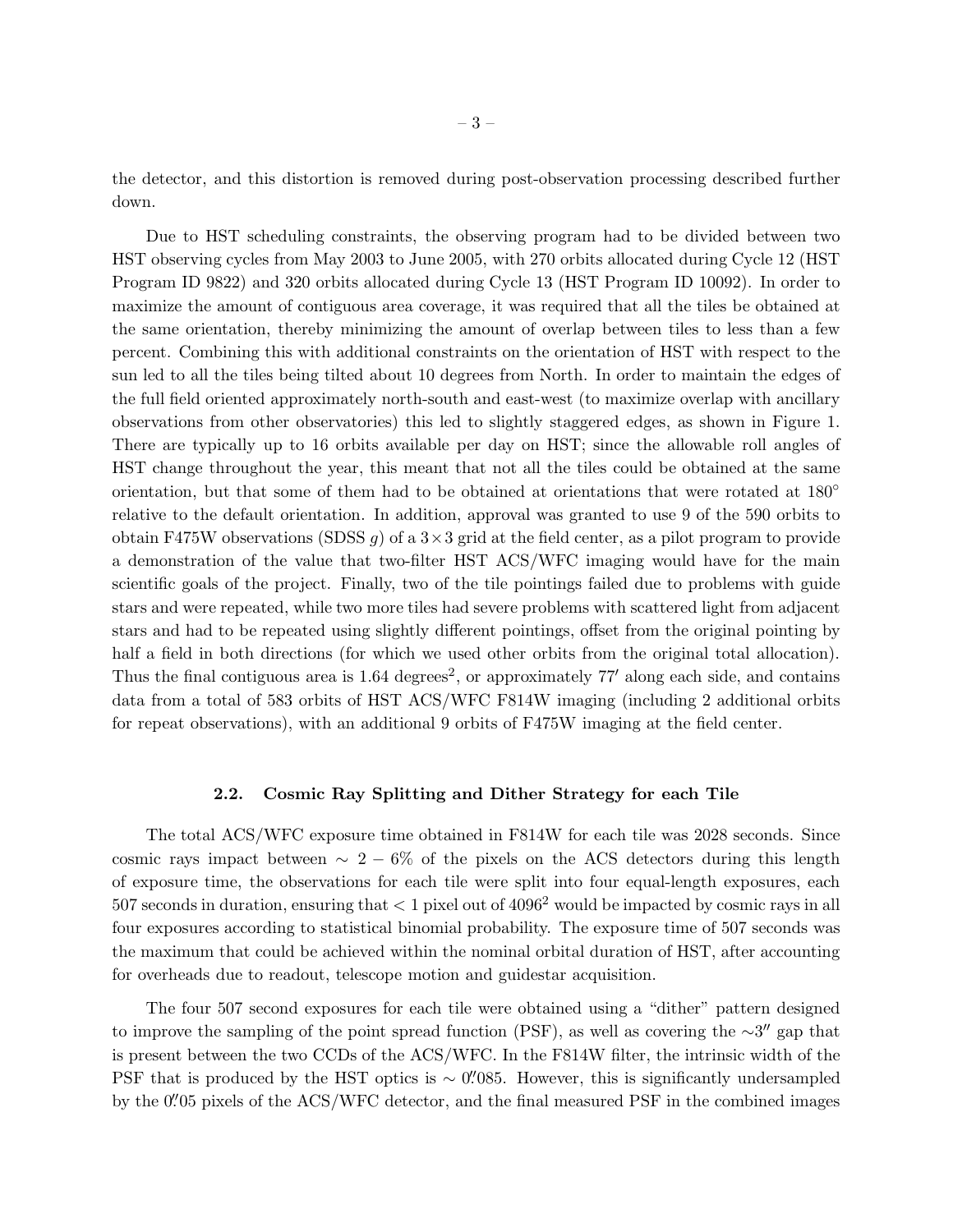the detector, and this distortion is removed during post-observation processing described further down.

Due to HST scheduling constraints, the observing program had to be divided between two HST observing cycles from May 2003 to June 2005, with 270 orbits allocated during Cycle 12 (HST Program ID 9822) and 320 orbits allocated during Cycle 13 (HST Program ID 10092). In order to maximize the amount of contiguous area coverage, it was required that all the tiles be obtained at the same orientation, thereby minimizing the amount of overlap between tiles to less than a few percent. Combining this with additional constraints on the orientation of HST with respect to the sun led to all the tiles being tilted about 10 degrees from North. In order to maintain the edges of the full field oriented approximately north-south and east-west (to maximize overlap with ancillary observations from other observatories) this led to slightly staggered edges, as shown in Figure 1. There are typically up to 16 orbits available per day on HST; since the allowable roll angles of HST change throughout the year, this meant that not all the tiles could be obtained at the same orientation, but that some of them had to be obtained at orientations that were rotated at $180^\circ$ relative to the default orientation. In addition, approval was granted to use 9 of the 590 orbits to obtain F475W observations (SDSS $g$) of a $3 \times 3$ grid at the field center, as a pilot program to provide a demonstration of the value that two-filter HST ACS/WFC imaging would have for the main scientific goals of the project. Finally, two of the tile pointings failed due to problems with guide stars and were repeated, while two more tiles had severe problems with scattered light from adjacent stars and had to be repeated using slightly different pointings, offset from the original pointing by half a field in both directions (for which we used other orbits from the original total allocation). Thus the final contiguous area is 1.64 degrees$^2$, or approximately $77'$ along each side, and contains data from a total of 583 orbits of HST ACS/WFC F814W imaging (including 2 additional orbits for repeat observations), with an additional 9 orbits of F475W imaging at the field center.

### 2.2. Cosmic Ray Splitting and Dither Strategy for each Tile

The total ACS/WFC exposure time obtained in F814W for each tile was 2028 seconds. Since cosmic rays impact between $\sim 2 - 6\%$ of the pixels on the ACS detectors during this length of exposure time, the observations for each tile were split into four equal-length exposures, each 507 seconds in duration, ensuring that $< 1$ pixel out of $4096^2$ would be impacted by cosmic rays in all four exposures according to statistical binomial probability. The exposure time of 507 seconds was the maximum that could be achieved within the nominal orbital duration of HST, after accounting for overheads due to readout, telescope motion and guidestar acquisition.

The four 507 second exposures for each tile were obtained using a "dither" pattern designed to improve the sampling of the point spread function (PSF), as well as covering the $\sim 3''$ gap that is present between the two CCDs of the ACS/WFC. In the F814W filter, the intrinsic width of the PSF that is produced by the HST optics is $\sim 0\farcs085$. However, this is significantly undersampled by the $0\farcs05$ pixels of the ACS/WFC detector, and the final measured PSF in the combined images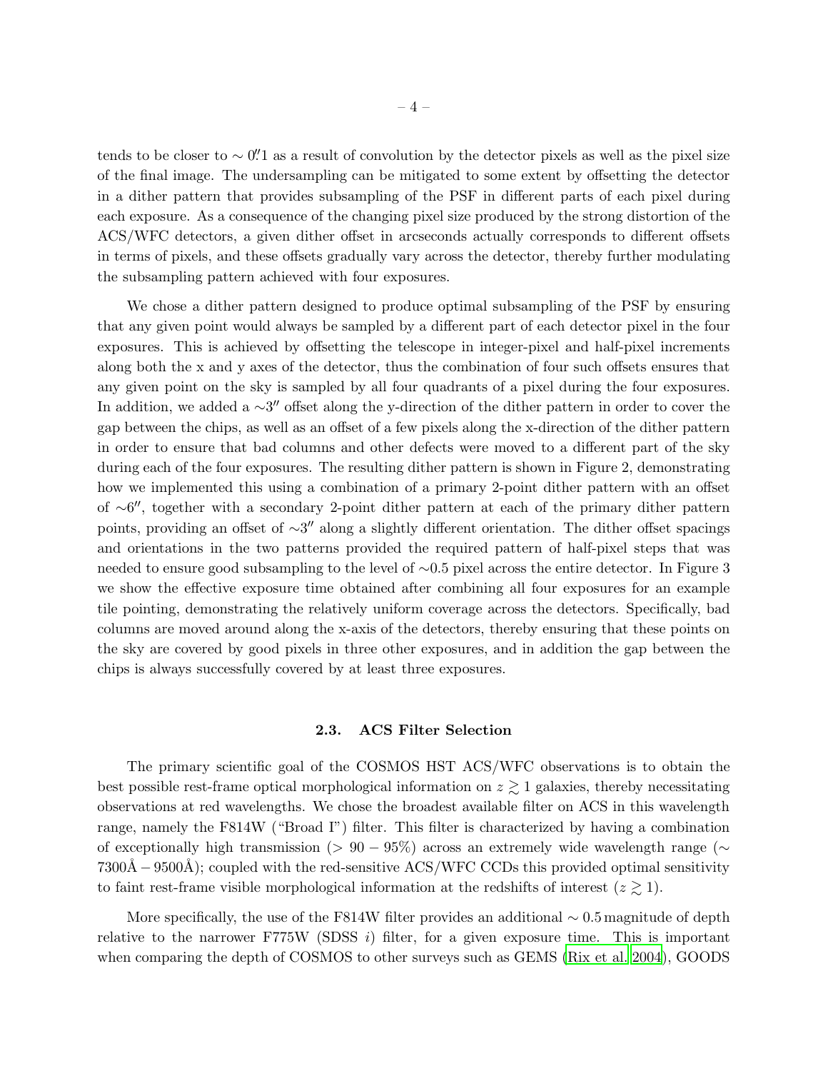tends to be closer to $\sim 0\farcs1$ as a result of convolution by the detector pixels as well as the pixel size of the final image. The undersampling can be mitigated to some extent by offsetting the detector in a dither pattern that provides subsampling of the PSF in different parts of each pixel during each exposure. As a consequence of the changing pixel size produced by the strong distortion of the ACS/WFC detectors, a given dither offset in arcseconds actually corresponds to different offsets in terms of pixels, and these offsets gradually vary across the detector, thereby further modulating the subsampling pattern achieved with four exposures.

We chose a dither pattern designed to produce optimal subsampling of the PSF by ensuring that any given point would always be sampled by a different part of each detector pixel in the four exposures. This is achieved by offsetting the telescope in integer-pixel and half-pixel increments along both the x and y axes of the detector, thus the combination of four such offsets ensures that any given point on the sky is sampled by all four quadrants of a pixel during the four exposures. In addition, we added a $\sim 3''$ offset along the y-direction of the dither pattern in order to cover the gap between the chips, as well as an offset of a few pixels along the x-direction of the dither pattern in order to ensure that bad columns and other defects were moved to a different part of the sky during each of the four exposures. The resulting dither pattern is shown in Figure 2, demonstrating how we implemented this using a combination of a primary 2-point dither pattern with an offset of $\sim 6''$, together with a secondary 2-point dither pattern at each of the primary dither pattern points, providing an offset of $\sim 3''$ along a slightly different orientation. The dither offset spacings and orientations in the two patterns provided the required pattern of half-pixel steps that was needed to ensure good subsampling to the level of $\sim 0.5$ pixel across the entire detector. In Figure 3 we show the effective exposure time obtained after combining all four exposures for an example tile pointing, demonstrating the relatively uniform coverage across the detectors. Specifically, bad columns are moved around along the x-axis of the detectors, thereby ensuring that these points on the sky are covered by good pixels in three other exposures, and in addition the gap between the chips is always successfully covered by at least three exposures.

### 2.3. ACS Filter Selection

The primary scientific goal of the COSMOS HST ACS/WFC observations is to obtain the best possible rest-frame optical morphological information on $z \gtrsim 1$ galaxies, thereby necessitating observations at red wavelengths. We chose the broadest available filter on ACS in this wavelength range, namely the F814W ("Broad I") filter. This filter is characterized by having a combination of exceptionally high transmission ($> 90 - 95\%$) across an extremely wide wavelength range ($\sim 7300\text{Å} - 9500\text{Å}$); coupled with the red-sensitive ACS/WFC CCDs this provided optimal sensitivity to faint rest-frame visible morphological information at the redshifts of interest ($z \gtrsim 1$).

More specifically, the use of the F814W filter provides an additional $\sim 0.5$ magnitude of depth relative to the narrower F775W (SDSS $i$) filter, for a given exposure time. This is important when comparing the depth of COSMOS to other surveys such as GEMS (Rix et al. 2004), GOODS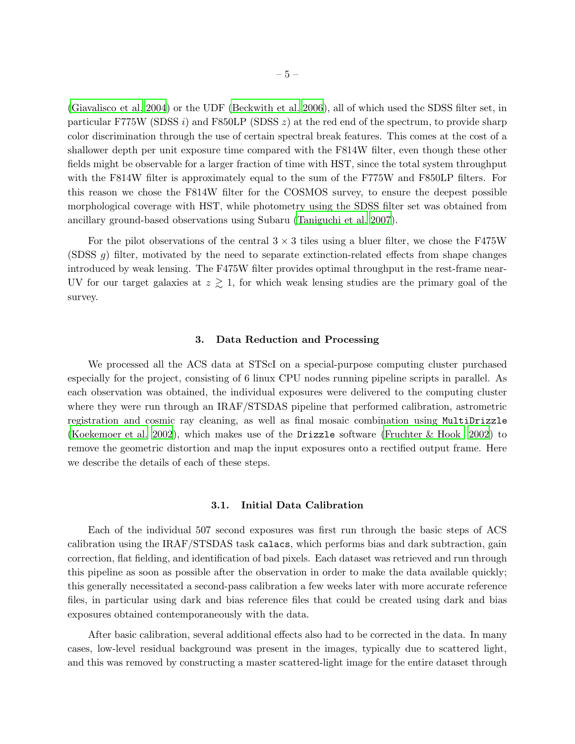(Giavalisco et al. 2004) or the UDF (Beckwith et al. 2006), all of which used the SDSS filter set, in particular F775W (SDSS $i$) and F850LP (SDSS $z$) at the red end of the spectrum, to provide sharp color discrimination through the use of certain spectral break features. This comes at the cost of a shallower depth per unit exposure time compared with the F814W filter, even though these other fields might be observable for a larger fraction of time with HST, since the total system throughput with the F814W filter is approximately equal to the sum of the F775W and F850LP filters. For this reason we chose the F814W filter for the COSMOS survey, to ensure the deepest possible morphological coverage with HST, while photometry using the SDSS filter set was obtained from ancillary ground-based observations using Subaru (Taniguchi et al. 2007).

For the pilot observations of the central $3 \times 3$ tiles using a bluer filter, we chose the F475W (SDSS $g$) filter, motivated by the need to separate extinction-related effects from shape changes introduced by weak lensing. The F475W filter provides optimal throughput in the rest-frame near-UV for our target galaxies at $z \gtrsim 1$, for which weak lensing studies are the primary goal of the survey.

## 3. Data Reduction and Processing

We processed all the ACS data at STScI on a special-purpose computing cluster purchased especially for the project, consisting of 6 linux CPU nodes running pipeline scripts in parallel. As each observation was obtained, the individual exposures were delivered to the computing cluster where they were run through an IRAF/STSDAS pipeline that performed calibration, astrometric registration and cosmic ray cleaning, as well as final mosaic combination using `MultiDrizzle` (Koekemoer et al. 2002), which makes use of the `Drizzle` software (Fruchter & Hook 2002) to remove the geometric distortion and map the input exposures onto a rectified output frame. Here we describe the details of each of these steps.

### 3.1. Initial Data Calibration

Each of the individual 507 second exposures was first run through the basic steps of ACS calibration using the IRAF/STSDAS task `calacs`, which performs bias and dark subtraction, gain correction, flat fielding, and identification of bad pixels. Each dataset was retrieved and run through this pipeline as soon as possible after the observation in order to make the data available quickly; this generally necessitated a second-pass calibration a few weeks later with more accurate reference files, in particular using dark and bias reference files that could be created using dark and bias exposures obtained contemporaneously with the data.

After basic calibration, several additional effects also had to be corrected in the data. In many cases, low-level residual background was present in the images, typically due to scattered light, and this was removed by constructing a master scattered-light image for the entire dataset through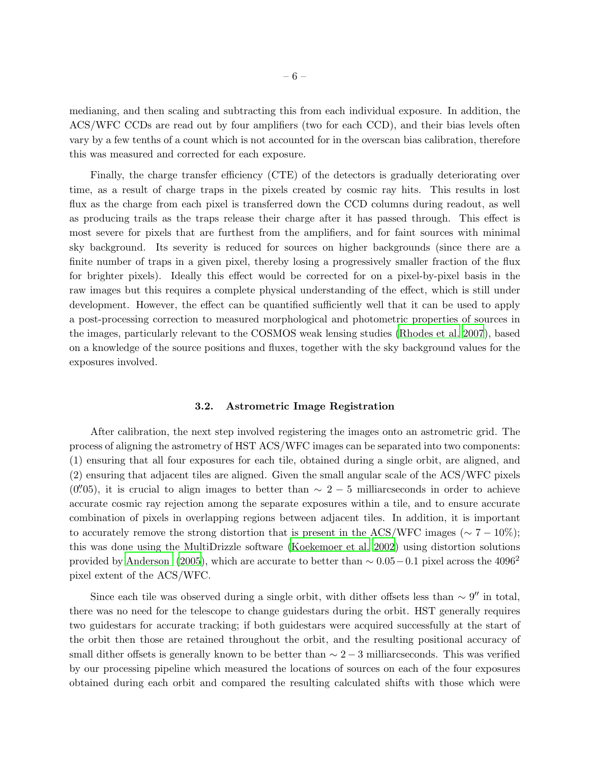medianing, and then scaling and subtracting this from each individual exposure. In addition, the ACS/WFC CCDs are read out by four amplifiers (two for each CCD), and their bias levels often vary by a few tenths of a count which is not accounted for in the overscan bias calibration, therefore this was measured and corrected for each exposure.

Finally, the charge transfer efficiency (CTE) of the detectors is gradually deteriorating over time, as a result of charge traps in the pixels created by cosmic ray hits. This results in lost flux as the charge from each pixel is transferred down the CCD columns during readout, as well as producing trails as the traps release their charge after it has passed through. This effect is most severe for pixels that are furthest from the amplifiers, and for faint sources with minimal sky background. Its severity is reduced for sources on higher backgrounds (since there are a finite number of traps in a given pixel, thereby losing a progressively smaller fraction of the flux for brighter pixels). Ideally this effect would be corrected for on a pixel-by-pixel basis in the raw images but this requires a complete physical understanding of the effect, which is still under development. However, the effect can be quantified sufficiently well that it can be used to apply a post-processing correction to measured morphological and photometric properties of sources in the images, particularly relevant to the COSMOS weak lensing studies (Rhodes et al. 2007), based on a knowledge of the source positions and fluxes, together with the sky background values for the exposures involved.

### 3.2. Astrometric Image Registration

After calibration, the next step involved registering the images onto an astrometric grid. The process of aligning the astrometry of HST ACS/WFC images can be separated into two components: (1) ensuring that all four exposures for each tile, obtained during a single orbit, are aligned, and (2) ensuring that adjacent tiles are aligned. Given the small angular scale of the ACS/WFC pixels ($0\farcs05$), it is crucial to align images to better than $\sim 2-5$ milliarcseconds in order to achieve accurate cosmic ray rejection among the separate exposures within a tile, and to ensure accurate combination of pixels in overlapping regions between adjacent tiles. In addition, it is important to accurately remove the strong distortion that is present in the ACS/WFC images ($\sim 7-10\%$); this was done using the MultiDrizzle software (Koekemoer et al. 2002) using distortion solutions provided by Anderson (2005), which are accurate to better than $\sim 0.05-0.1$ pixel across the $4096^2$ pixel extent of the ACS/WFC.

Since each tile was observed during a single orbit, with dither offsets less than $\sim 9''$ in total, there was no need for the telescope to change guidestars during the orbit. HST generally requires two guidestars for accurate tracking; if both guidestars were acquired successfully at the start of the orbit then those are retained throughout the orbit, and the resulting positional accuracy of small dither offsets is generally known to be better than $\sim 2-3$ milliarcseconds. This was verified by our processing pipeline which measured the locations of sources on each of the four exposures obtained during each orbit and compared the resulting calculated shifts with those which were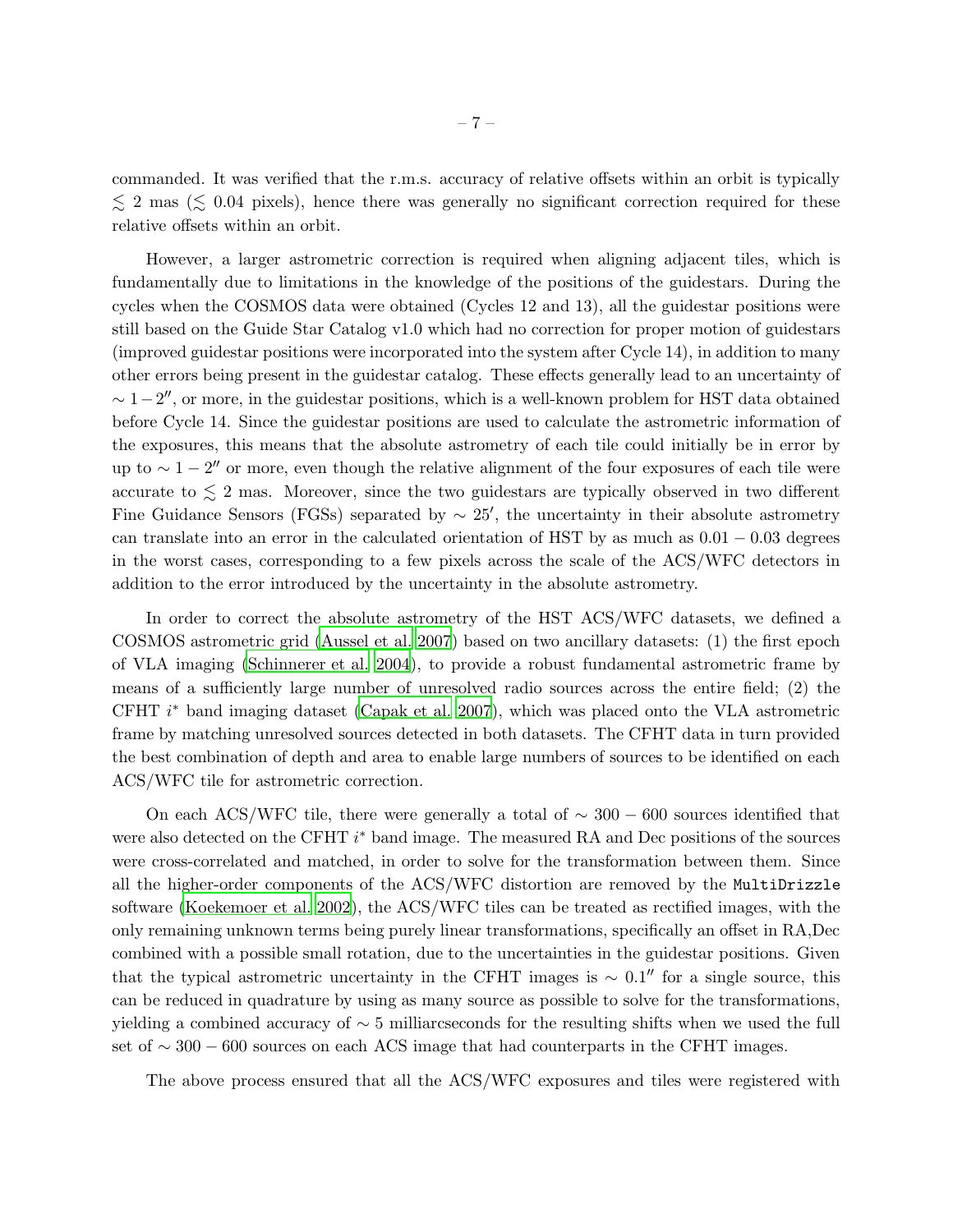commanded. It was verified that the r.m.s. accuracy of relative offsets within an orbit is typically $\lesssim 2$ mas ($\lesssim 0.04$ pixels), hence there was generally no significant correction required for these relative offsets within an orbit.

However, a larger astrometric correction is required when aligning adjacent tiles, which is fundamentally due to limitations in the knowledge of the positions of the guidestars. During the cycles when the COSMOS data were obtained (Cycles 12 and 13), all the guidestar positions were still based on the Guide Star Catalog v1.0 which had no correction for proper motion of guidestars (improved guidestar positions were incorporated into the system after Cycle 14), in addition to many other errors being present in the guidestar catalog. These effects generally lead to an uncertainty of $\sim 1-2''$, or more, in the guidestar positions, which is a well-known problem for HST data obtained before Cycle 14. Since the guidestar positions are used to calculate the astrometric information of the exposures, this means that the absolute astrometry of each tile could initially be in error by up to $\sim 1-2''$ or more, even though the relative alignment of the four exposures of each tile were accurate to $\lesssim 2$ mas. Moreover, since the two guidestars are typically observed in two different Fine Guidance Sensors (FGSs) separated by $\sim 25'$, the uncertainty in their absolute astrometry can translate into an error in the calculated orientation of HST by as much as $0.01-0.03$ degrees in the worst cases, corresponding to a few pixels across the scale of the ACS/WFC detectors in addition to the error introduced by the uncertainty in the absolute astrometry.

In order to correct the absolute astrometry of the HST ACS/WFC datasets, we defined a COSMOS astrometric grid (Aussel et al. 2007) based on two ancillary datasets: (1) the first epoch of VLA imaging (Schinnerer et al. 2004), to provide a robust fundamental astrometric frame by means of a sufficiently large number of unresolved radio sources across the entire field; (2) the CFHT $i^*$ band imaging dataset (Capak et al. 2007), which was placed onto the VLA astrometric frame by matching unresolved sources detected in both datasets. The CFHT data in turn provided the best combination of depth and area to enable large numbers of sources to be identified on each ACS/WFC tile for astrometric correction.

On each ACS/WFC tile, there were generally a total of $\sim 300-600$ sources identified that were also detected on the CFHT $i^*$ band image. The measured RA and Dec positions of the sources were cross-correlated and matched, in order to solve for the transformation between them. Since all the higher-order components of the ACS/WFC distortion are removed by the `MultiDrizzle` software (Koekemoer et al. 2002), the ACS/WFC tiles can be treated as rectified images, with the only remaining unknown terms being purely linear transformations, specifically an offset in RA,Dec combined with a possible small rotation, due to the uncertainties in the guidestar positions. Given that the typical astrometric uncertainty in the CFHT images is $\sim 0.1''$ for a single source, this can be reduced in quadrature by using as many source as possible to solve for the transformations, yielding a combined accuracy of $\sim 5$ milliarcseconds for the resulting shifts when we used the full set of $\sim 300-600$ sources on each ACS image that had counterparts in the CFHT images.

The above process ensured that all the ACS/WFC exposures and tiles were registered with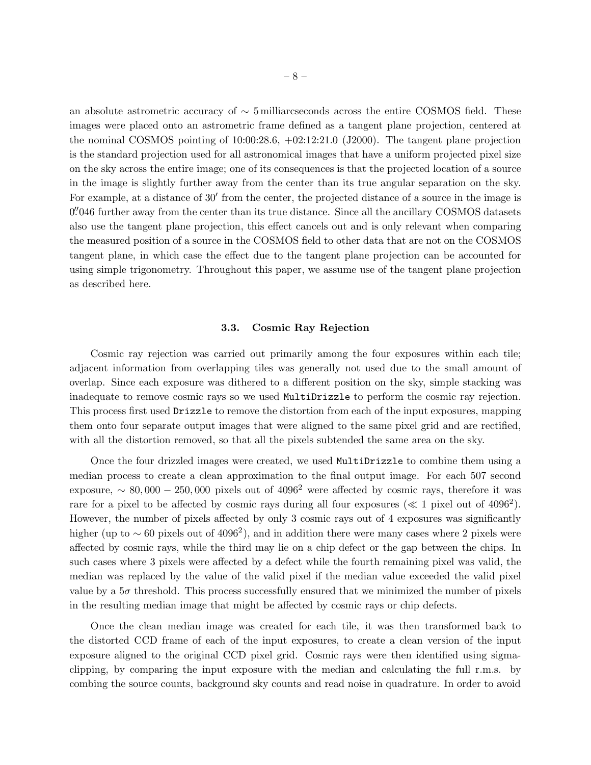an absolute astrometric accuracy of $\sim 5$ milliarcseconds across the entire COSMOS field. These images were placed onto an astrometric frame defined as a tangent plane projection, centered at the nominal COSMOS pointing of 10:00:28.6, +02:12:21.0 (J2000). The tangent plane projection is the standard projection used for all astronomical images that have a uniform projected pixel size on the sky across the entire image; one of its consequences is that the projected location of a source in the image is slightly further away from the center than its true angular separation on the sky. For example, at a distance of $30'$ from the center, the projected distance of a source in the image is $0''.046$ further away from the center than its true distance. Since all the ancillary COSMOS datasets also use the tangent plane projection, this effect cancels out and is only relevant when comparing the measured position of a source in the COSMOS field to other data that are not on the COSMOS tangent plane, in which case the effect due to the tangent plane projection can be accounted for using simple trigonometry. Throughout this paper, we assume use of the tangent plane projection as described here.

### 3.3. Cosmic Ray Rejection

Cosmic ray rejection was carried out primarily among the four exposures within each tile; adjacent information from overlapping tiles was generally not used due to the small amount of overlap. Since each exposure was dithered to a different position on the sky, simple stacking was inadequate to remove cosmic rays so we used `MultiDrizzle` to perform the cosmic ray rejection. This process first used `Drizzle` to remove the distortion from each of the input exposures, mapping them onto four separate output images that were aligned to the same pixel grid and are rectified, with all the distortion removed, so that all the pixels subtended the same area on the sky.

Once the four drizzled images were created, we used `MultiDrizzle` to combine them using a median process to create a clean approximation to the final output image. For each 507 second exposure, $\sim 80,000 - 250,000$ pixels out of $4096^2$ were affected by cosmic rays, therefore it was rare for a pixel to be affected by cosmic rays during all four exposures ($\ll 1$ pixel out of $4096^2$). However, the number of pixels affected by only 3 cosmic rays out of 4 exposures was significantly higher (up to $\sim 60$ pixels out of $4096^2$), and in addition there were many cases where 2 pixels were affected by cosmic rays, while the third may lie on a chip defect or the gap between the chips. In such cases where 3 pixels were affected by a defect while the fourth remaining pixel was valid, the median was replaced by the value of the valid pixel if the median value exceeded the valid pixel value by a $5\sigma$ threshold. This process successfully ensured that we minimized the number of pixels in the resulting median image that might be affected by cosmic rays or chip defects.

Once the clean median image was created for each tile, it was then transformed back to the distorted CCD frame of each of the input exposures, to create a clean version of the input exposure aligned to the original CCD pixel grid. Cosmic rays were then identified using sigma-clipping, by comparing the input exposure with the median and calculating the full r.m.s. by combing the source counts, background sky counts and read noise in quadrature. In order to avoid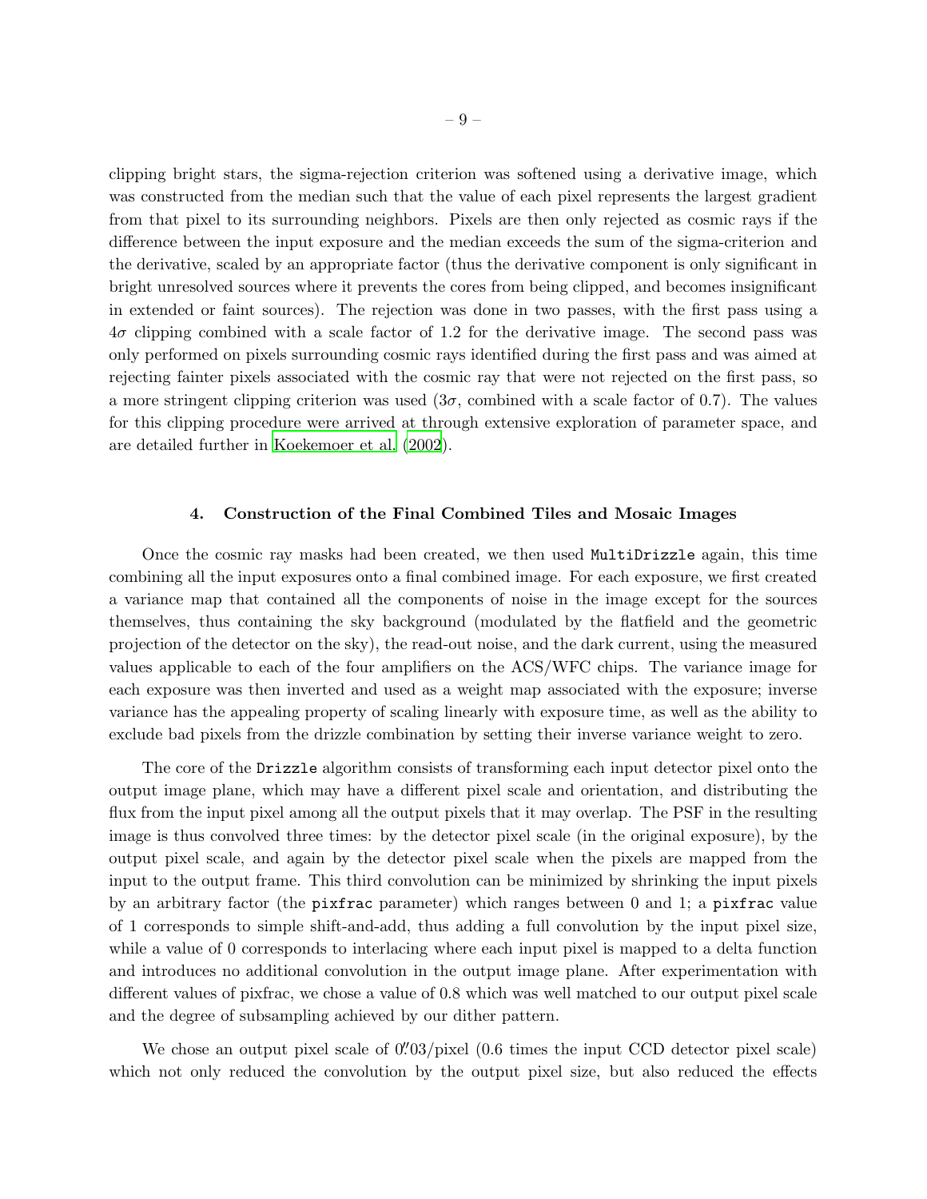clipping bright stars, the sigma-rejection criterion was softened using a derivative image, which was constructed from the median such that the value of each pixel represents the largest gradient from that pixel to its surrounding neighbors. Pixels are then only rejected as cosmic rays if the difference between the input exposure and the median exceeds the sum of the sigma-criterion and the derivative, scaled by an appropriate factor (thus the derivative component is only significant in bright unresolved sources where it prevents the cores from being clipped, and becomes insignificant in extended or faint sources). The rejection was done in two passes, with the first pass using a $4\sigma$ clipping combined with a scale factor of 1.2 for the derivative image. The second pass was only performed on pixels surrounding cosmic rays identified during the first pass and was aimed at rejecting fainter pixels associated with the cosmic ray that were not rejected on the first pass, so a more stringent clipping criterion was used ($3\sigma$, combined with a scale factor of 0.7). The values for this clipping procedure were arrived at through extensive exploration of parameter space, and are detailed further in Koekemoer et al. (2002).

## 4. Construction of the Final Combined Tiles and Mosaic Images

Once the cosmic ray masks had been created, we then used `MultiDrizzle` again, this time combining all the input exposures onto a final combined image. For each exposure, we first created a variance map that contained all the components of noise in the image except for the sources themselves, thus containing the sky background (modulated by the flatfield and the geometric projection of the detector on the sky), the read-out noise, and the dark current, using the measured values applicable to each of the four amplifiers on the ACS/WFC chips. The variance image for each exposure was then inverted and used as a weight map associated with the exposure; inverse variance has the appealing property of scaling linearly with exposure time, as well as the ability to exclude bad pixels from the drizzle combination by setting their inverse variance weight to zero.

The core of the `Drizzle` algorithm consists of transforming each input detector pixel onto the output image plane, which may have a different pixel scale and orientation, and distributing the flux from the input pixel among all the output pixels that it may overlap. The PSF in the resulting image is thus convolved three times: by the detector pixel scale (in the original exposure), by the output pixel scale, and again by the detector pixel scale when the pixels are mapped from the input to the output frame. This third convolution can be minimized by shrinking the input pixels by an arbitrary factor (the `pixfrac` parameter) which ranges between 0 and 1; a `pixfrac` value of 1 corresponds to simple shift-and-add, thus adding a full convolution by the input pixel size, while a value of 0 corresponds to interlacing where each input pixel is mapped to a delta function and introduces no additional convolution in the output image plane. After experimentation with different values of pixfrac, we chose a value of 0.8 which was well matched to our output pixel scale and the degree of subsampling achieved by our dither pattern.

We chose an output pixel scale of $0\farcs03$/pixel (0.6 times the input CCD detector pixel scale) which not only reduced the convolution by the output pixel size, but also reduced the effects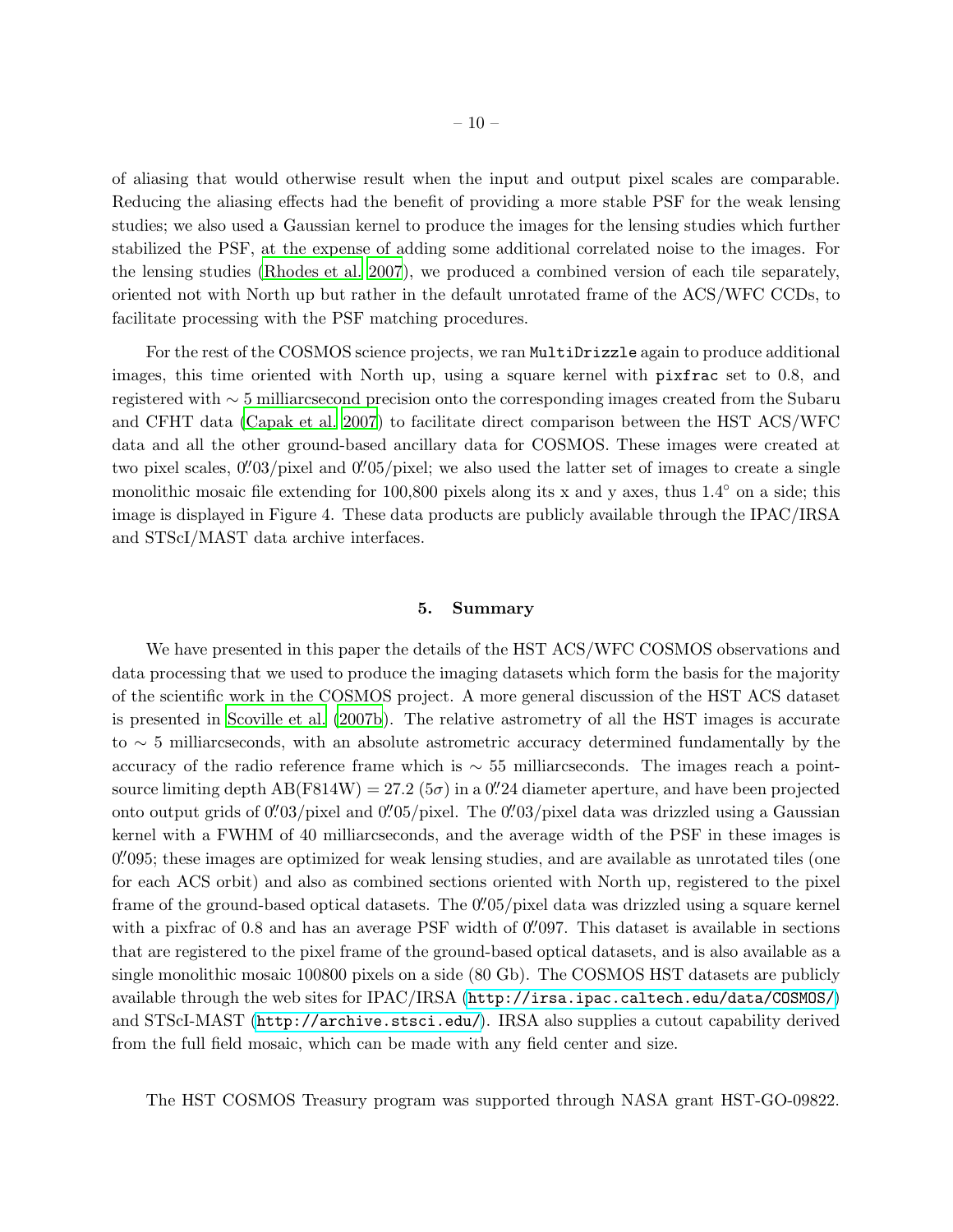of aliasing that would otherwise result when the input and output pixel scales are comparable. Reducing the aliasing effects had the benefit of providing a more stable PSF for the weak lensing studies; we also used a Gaussian kernel to produce the images for the lensing studies which further stabilized the PSF, at the expense of adding some additional correlated noise to the images. For the lensing studies (Rhodes et al. 2007), we produced a combined version of each tile separately, oriented not with North up but rather in the default unrotated frame of the ACS/WFC CCDs, to facilitate processing with the PSF matching procedures.

For the rest of the COSMOS science projects, we ran `MultiDrizzle` again to produce additional images, this time oriented with North up, using a square kernel with `pixfrac` set to 0.8, and registered with $\sim 5$ milliarcsecond precision onto the corresponding images created from the Subaru and CFHT data (Capak et al. 2007) to facilitate direct comparison between the HST ACS/WFC data and all the other ground-based ancillary data for COSMOS. These images were created at two pixel scales, $0''.03$/pixel and $0''.05$/pixel; we also used the latter set of images to create a single monolithic mosaic file extending for 100,800 pixels along its x and y axes, thus $1.4^{\circ}$ on a side; this image is displayed in Figure 4. These data products are publicly available through the IPAC/IRSA and STScI/MAST data archive interfaces.

## 5. Summary

We have presented in this paper the details of the HST ACS/WFC COSMOS observations and data processing that we used to produce the imaging datasets which form the basis for the majority of the scientific work in the COSMOS project. A more general discussion of the HST ACS dataset is presented in Scoville et al. (2007b). The relative astrometry of all the HST images is accurate to $\sim 5$ milliarcseconds, with an absolute astrometric accuracy determined fundamentally by the accuracy of the radio reference frame which is $\sim 55$ milliarcseconds. The images reach a point-source limiting depth AB(F814W) = 27.2 ($5\sigma$) in a $0''.24$ diameter aperture, and have been projected onto output grids of $0''.03$/pixel and $0''.05$/pixel. The $0''.03$/pixel data was drizzled using a Gaussian kernel with a FWHM of 40 milliarcseconds, and the average width of the PSF in these images is $0''.095$; these images are optimized for weak lensing studies, and are available as unrotated tiles (one for each ACS orbit) and also as combined sections oriented with North up, registered to the pixel frame of the ground-based optical datasets. The $0''.05$/pixel data was drizzled using a square kernel with a pixfrac of 0.8 and has an average PSF width of $0''.097$. This dataset is available in sections that are registered to the pixel frame of the ground-based optical datasets, and is also available as a single monolithic mosaic 100800 pixels on a side (80 Gb). The COSMOS HST datasets are publicly available through the web sites for IPAC/IRSA (`http://irsa.ipac.caltech.edu/data/COSMOS/`) and STScI-MAST (`http://archive.stsci.edu/`). IRSA also supplies a cutout capability derived from the full field mosaic, which can be made with any field center and size.

The HST COSMOS Treasury program was supported through NASA grant HST-GO-09822.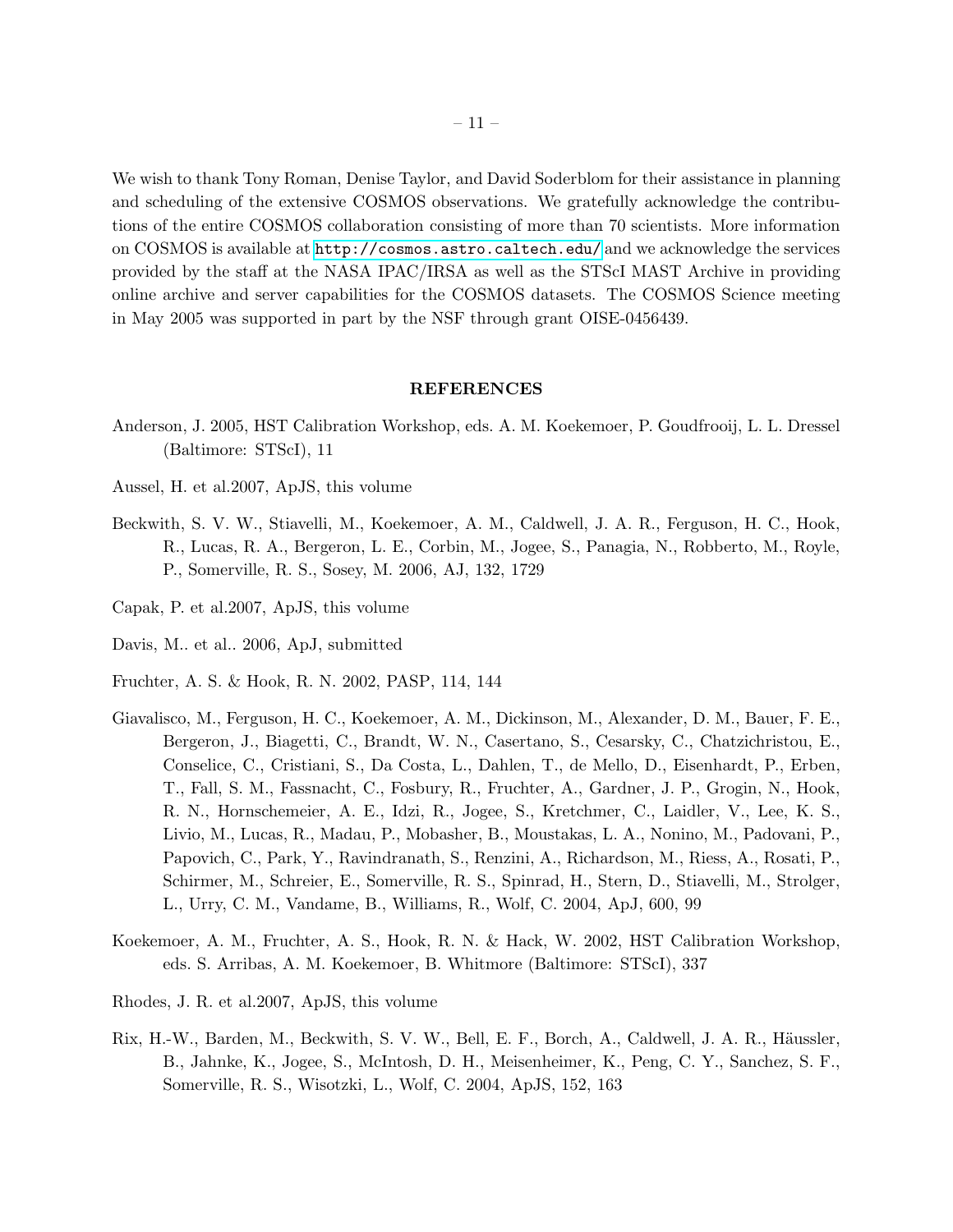We wish to thank Tony Roman, Denise Taylor, and David Soderblom for their assistance in planning and scheduling of the extensive COSMOS observations. We gratefully acknowledge the contributions of the entire COSMOS collaboration consisting of more than 70 scientists. More information on COSMOS is available at http://cosmos.astro.caltech.edu/ and we acknowledge the services provided by the staff at the NASA IPAC/IRSA as well as the STScI MAST Archive in providing online archive and server capabilities for the COSMOS datasets. The COSMOS Science meeting in May 2005 was supported in part by the NSF through grant OISE-0456439.

## REFERENCES

Anderson, J. 2005, HST Calibration Workshop, eds. A. M. Koekemoer, P. Goudfrooij, L. L. Dressel (Baltimore: STScI), 11

Aussel, H. et al.2007, ApJS, this volume

Beckwith, S. V. W., Stiavelli, M., Koekemoer, A. M., Caldwell, J. A. R., Ferguson, H. C., Hook, R., Lucas, R. A., Bergeron, L. E., Corbin, M., Jogee, S., Panagia, N., Robberto, M., Royle, P., Somerville, R. S., Sosey, M. 2006, AJ, 132, 1729

Capak, P. et al.2007, ApJS, this volume

Davis, M.. et al.. 2006, ApJ, submitted

Fruchter, A. S. & Hook, R. N. 2002, PASP, 114, 144

Giavalisco, M., Ferguson, H. C., Koekemoer, A. M., Dickinson, M., Alexander, D. M., Bauer, F. E., Bergeron, J., Biagetti, C., Brandt, W. N., Casertano, S., Cesarsky, C., Chatzichristou, E., Conselice, C., Cristiani, S., Da Costa, L., Dahlen, T., de Mello, D., Eisenhardt, P., Erben, T., Fall, S. M., Fassnacht, C., Fosbury, R., Fruchter, A., Gardner, J. P., Grogin, N., Hook, R. N., Hornschemeier, A. E., Idzi, R., Jogee, S., Kretchmer, C., Laidler, V., Lee, K. S., Livio, M., Lucas, R., Madau, P., Mobasher, B., Moustakas, L. A., Nonino, M., Padovani, P., Papovich, C., Park, Y., Ravindranath, S., Renzini, A., Richardson, M., Riess, A., Rosati, P., Schirmer, M., Schreier, E., Somerville, R. S., Spinrad, H., Stern, D., Stiavelli, M., Strolger, L., Urry, C. M., Vandame, B., Williams, R., Wolf, C. 2004, ApJ, 600, 99

Koekemoer, A. M., Fruchter, A. S., Hook, R. N. & Hack, W. 2002, HST Calibration Workshop, eds. S. Arribas, A. M. Koekemoer, B. Whitmore (Baltimore: STScI), 337

Rhodes, J. R. et al.2007, ApJS, this volume

Rix, H.-W., Barden, M., Beckwith, S. V. W., Bell, E. F., Borch, A., Caldwell, J. A. R., Häussler, B., Jahnke, K., Jogee, S., McIntosh, D. H., Meisenheimer, K., Peng, C. Y., Sanchez, S. F., Somerville, R. S., Wisotzki, L., Wolf, C. 2004, ApJS, 152, 163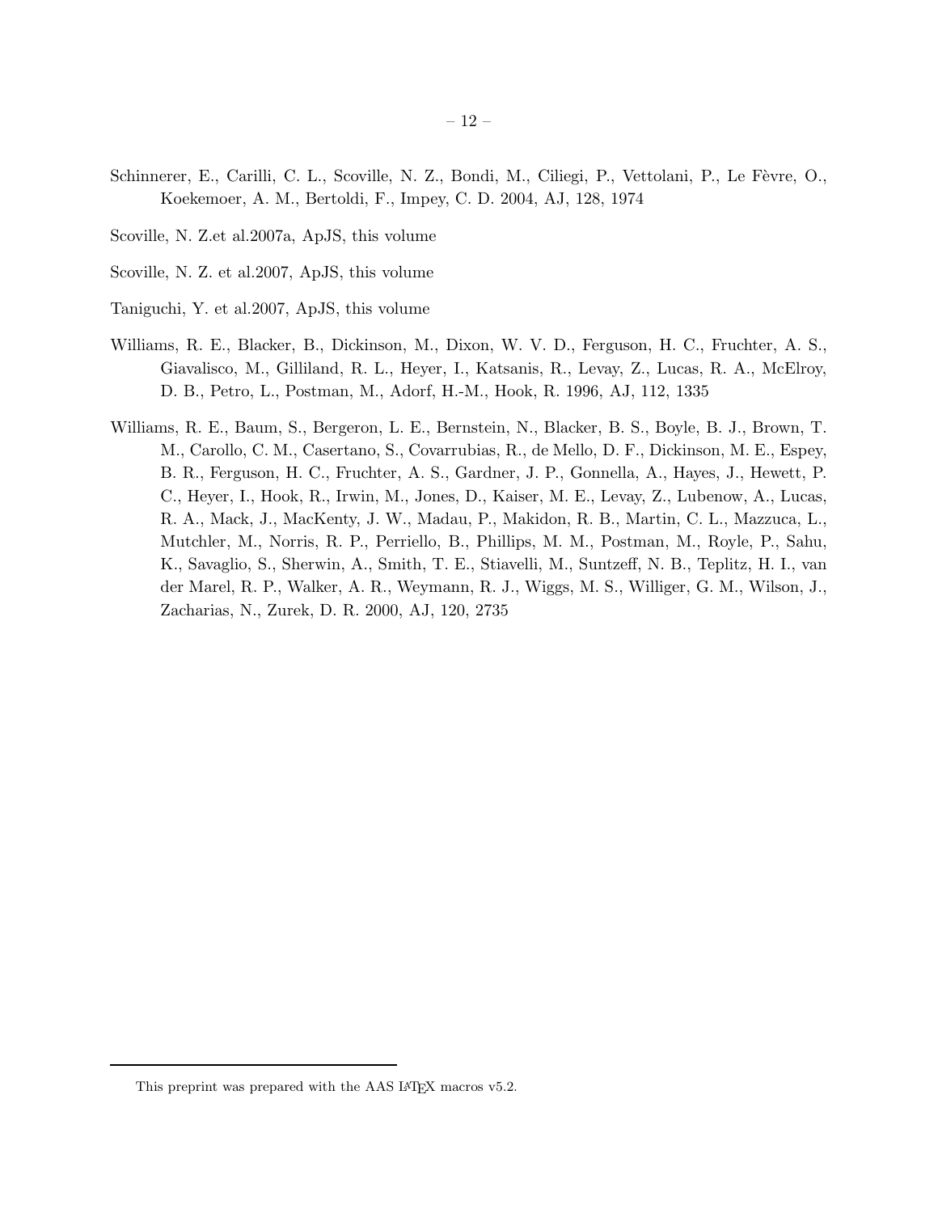Schinnerer, E., Carilli, C. L., Scoville, N. Z., Bondi, M., Ciliegi, P., Vettolani, P., Le Fèvre, O., Koekemoer, A. M., Bertoldi, F., Impey, C. D. 2004, AJ, 128, 1974

Scoville, N. Z.et al.2007a, ApJS, this volume

Scoville, N. Z. et al.2007, ApJS, this volume

Taniguchi, Y. et al.2007, ApJS, this volume

Williams, R. E., Blacker, B., Dickinson, M., Dixon, W. V. D., Ferguson, H. C., Fruchter, A. S., Giavalisco, M., Gilliland, R. L., Heyer, I., Katsanis, R., Levay, Z., Lucas, R. A., McElroy, D. B., Petro, L., Postman, M., Adorf, H.-M., Hook, R. 1996, AJ, 112, 1335

Williams, R. E., Baum, S., Bergeron, L. E., Bernstein, N., Blacker, B. S., Boyle, B. J., Brown, T. M., Carollo, C. M., Casertano, S., Covarrubias, R., de Mello, D. F., Dickinson, M. E., Espey, B. R., Ferguson, H. C., Fruchter, A. S., Gardner, J. P., Gonnella, A., Hayes, J., Hewett, P. C., Heyer, I., Hook, R., Irwin, M., Jones, D., Kaiser, M. E., Levay, Z., Lubenow, A., Lucas, R. A., Mack, J., MacKenty, J. W., Madau, P., Makidon, R. B., Martin, C. L., Mazzuca, L., Mutchler, M., Norris, R. P., Perriello, B., Phillips, M. M., Postman, M., Royle, P., Sahu, K., Savaglio, S., Sherwin, A., Smith, T. E., Stiavelli, M., Suntzeff, N. B., Teplitz, H. I., van der Marel, R. P., Walker, A. R., Weymann, R. J., Wiggs, M. S., Williger, G. M., Wilson, J., Zacharias, N., Zurek, D. R. 2000, AJ, 120, 2735

This preprint was prepared with the AAS LaTeX macros v5.2.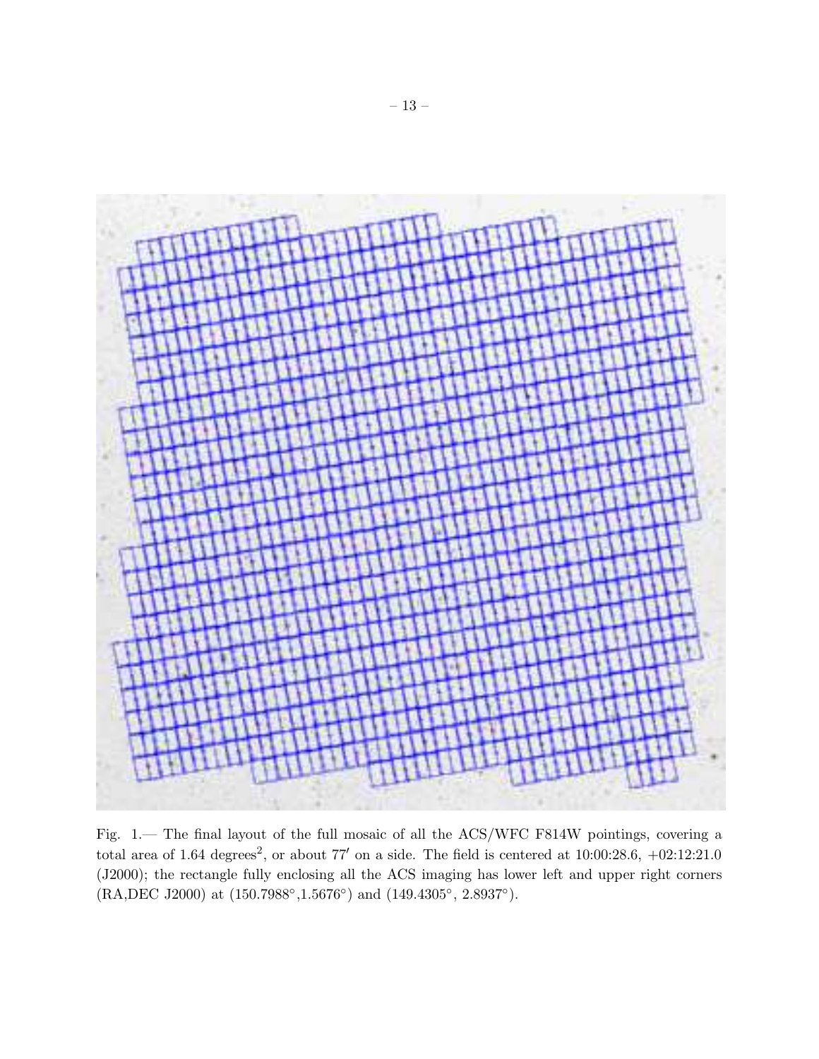Fig. 1.— The final layout of the full mosaic of all the ACS/WFC F814W pointings, covering a total area of 1.64 degrees$^2$, or about $77'$ on a side. The field is centered at 10:00:28.6, +02:12:21.0 (J2000); the rectangle fully enclosing all the ACS imaging has lower left and upper right corners (RA,DEC J2000) at (150.7988°,1.5676°) and (149.4305°, 2.8937°).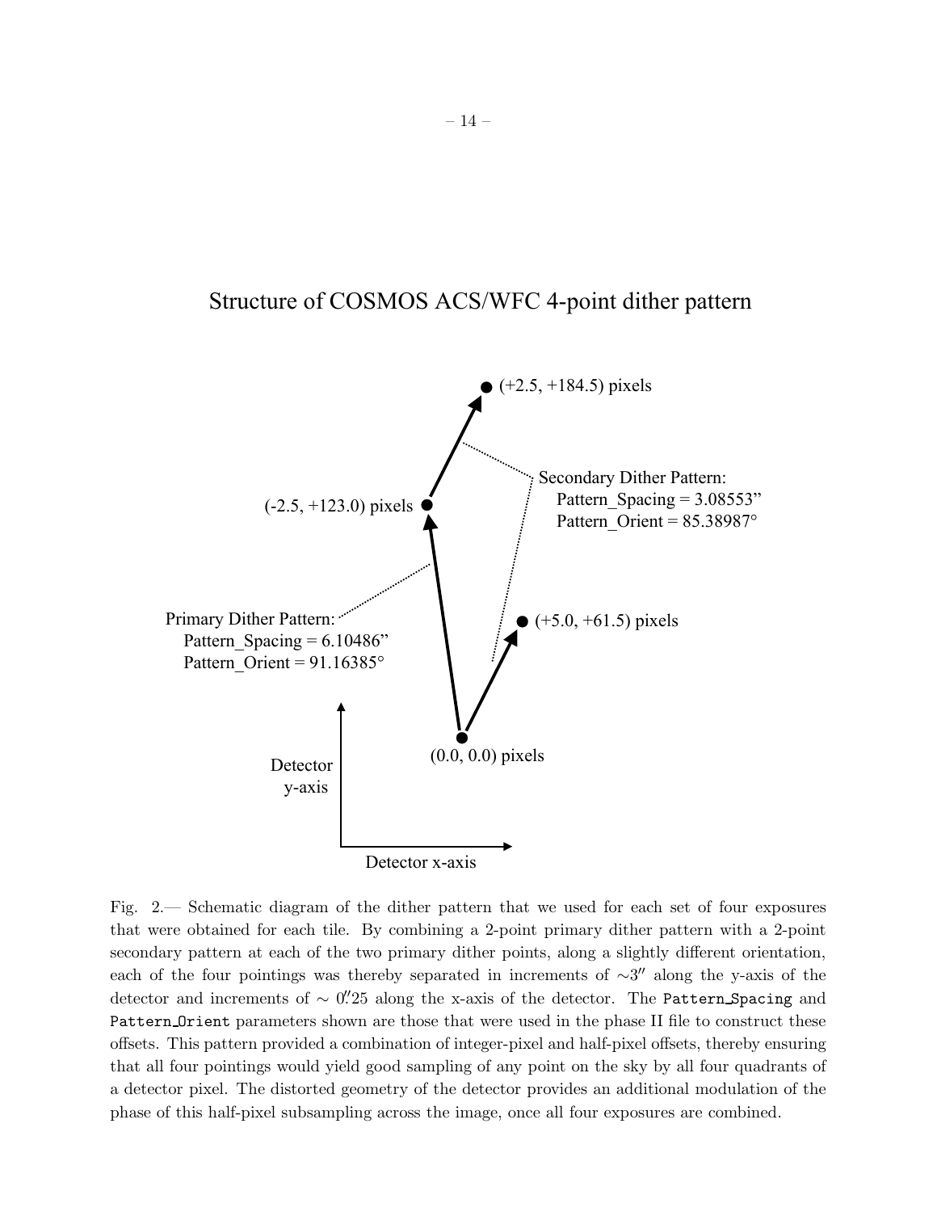Structure of COSMOS ACS/WFC 4-point dither pattern

(+2.5, +184.5) pixels

Secondary Dither Pattern:
Pattern_Spacing = 3.08553”
Pattern_Orient = 85.38987°

(-2.5, +123.0) pixels

Primary Dither Pattern:
Pattern_Spacing = 6.10486”
Pattern_Orient = 91.16385°

(+5.0, +61.5) pixels

(0.0, 0.0) pixels

Detector y-axis

Detector x-axis

Fig. 2.— Schematic diagram of the dither pattern that we used for each set of four exposures that were obtained for each tile. By combining a 2-point primary dither pattern with a 2-point secondary pattern at each of the two primary dither points, along a slightly different orientation, each of the four pointings was thereby separated in increments of $\sim 3''$ along the y-axis of the detector and increments of $\sim 0''.25$ along the x-axis of the detector. The `Pattern_Spacing` and `Pattern_Orient` parameters shown are those that were used in the phase II file to construct these offsets. This pattern provided a combination of integer-pixel and half-pixel offsets, thereby ensuring that all four pointings would yield good sampling of any point on the sky by all four quadrants of a detector pixel. The distorted geometry of the detector provides an additional modulation of the phase of this half-pixel subsampling across the image, once all four exposures are combined.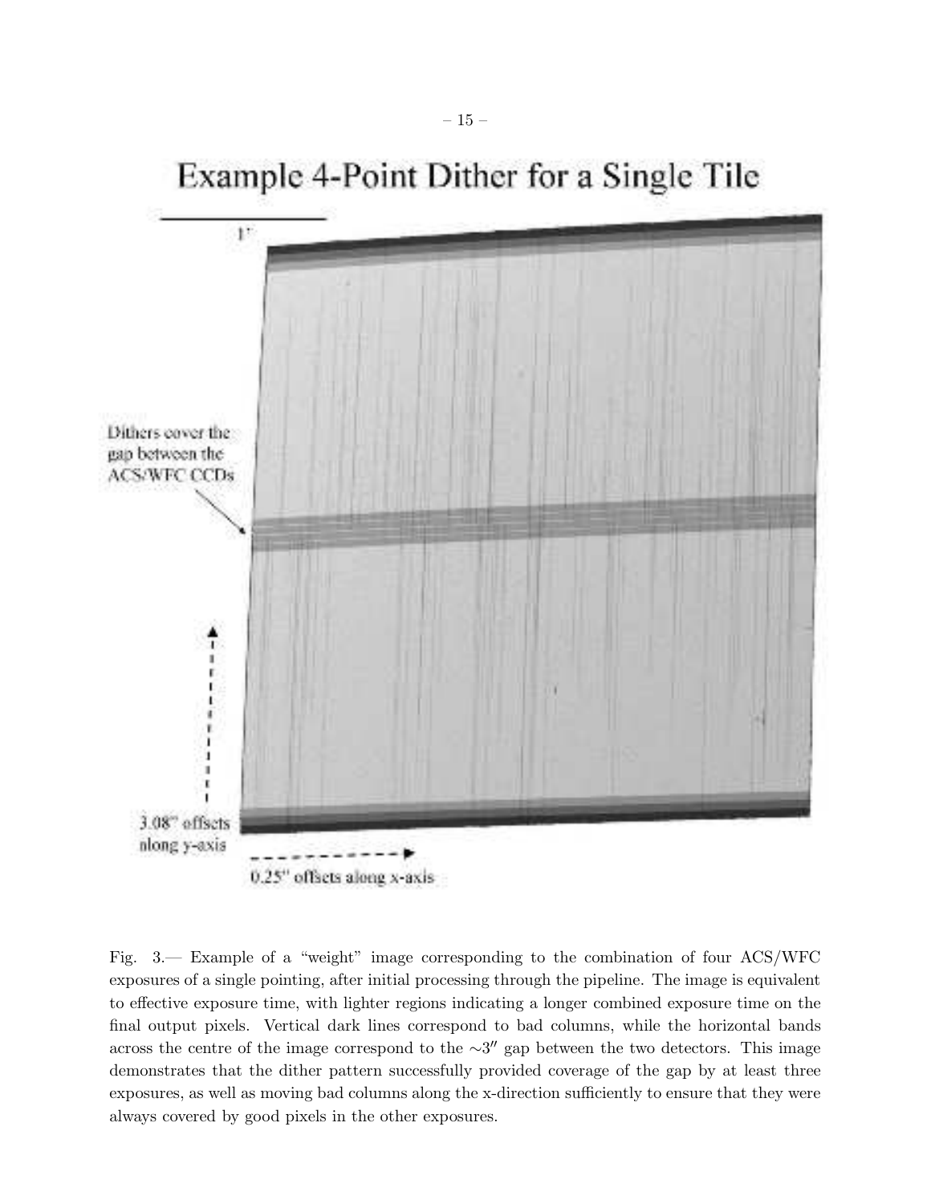Fig. 3.— Example of a "weight" image corresponding to the combination of four ACS/WFC exposures of a single pointing, after initial processing through the pipeline. The image is equivalent to effective exposure time, with lighter regions indicating a longer combined exposure time on the final output pixels. Vertical dark lines correspond to bad columns, while the horizontal bands across the centre of the image correspond to the $\sim 3''$ gap between the two detectors. This image demonstrates that the dither pattern successfully provided coverage of the gap by at least three exposures, as well as moving bad columns along the x-direction sufficiently to ensure that they were always covered by good pixels in the other exposures.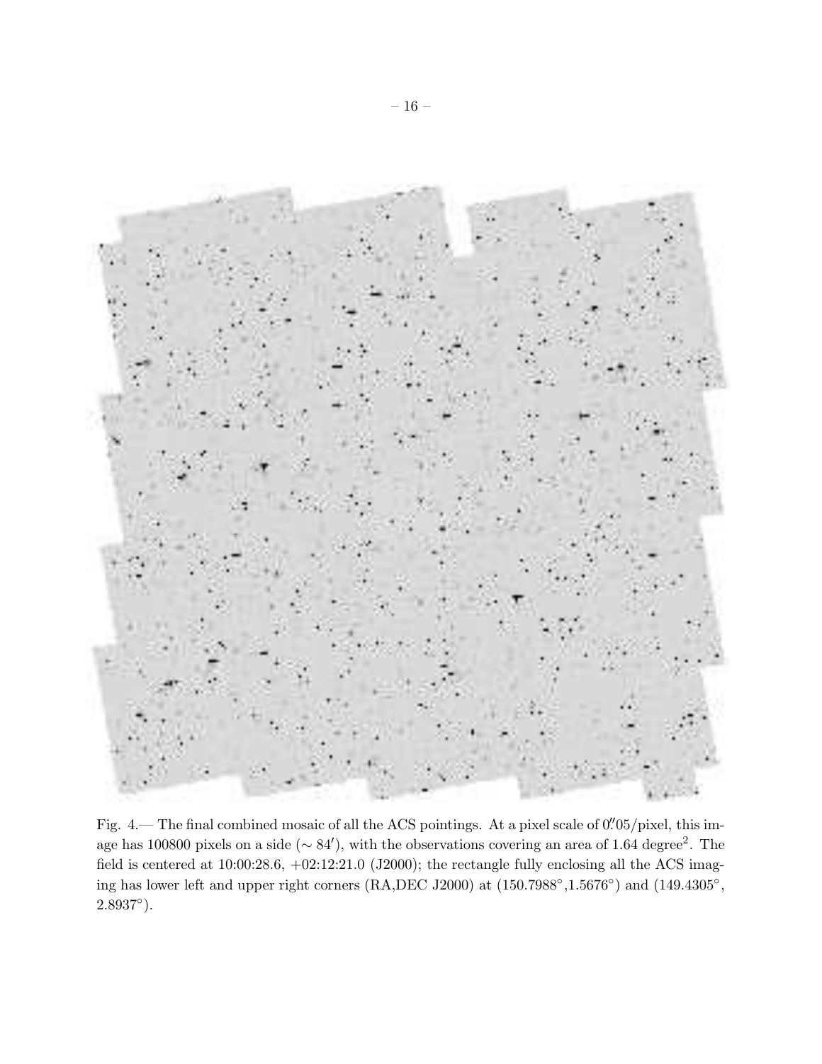Fig. 4.— The final combined mosaic of all the ACS pointings. At a pixel scale of 0.″05/pixel, this image has 100800 pixels on a side ($\sim 84'$), with the observations covering an area of 1.64 degree$^2$. The field is centered at 10:00:28.6, +02:12:21.0 (J2000); the rectangle fully enclosing all the ACS imaging has lower left and upper right corners (RA,DEC J2000) at (150.7988°,1.5676°) and (149.4305°, 2.8937°).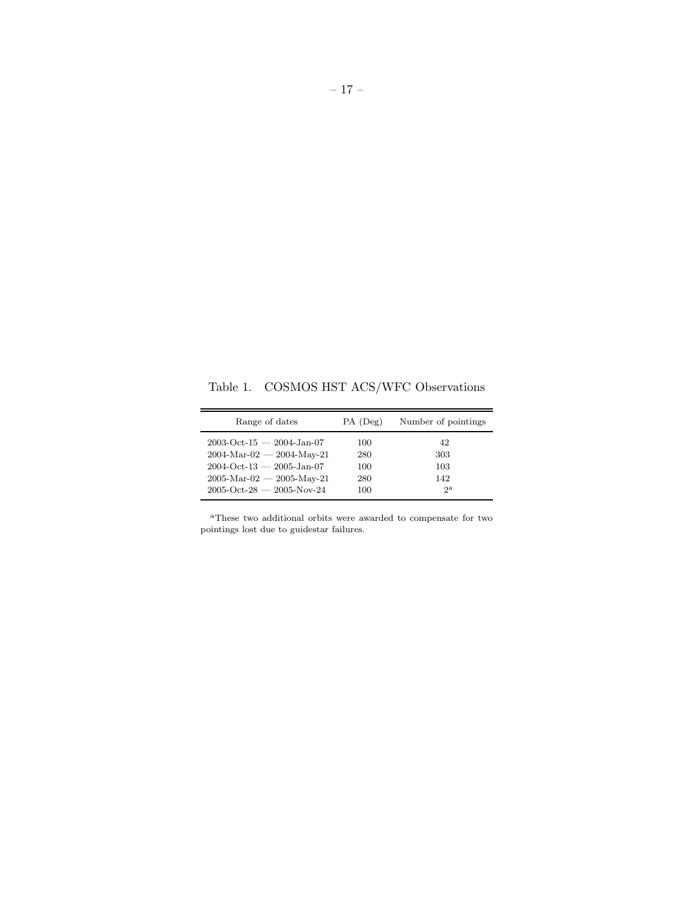Table 1. COSMOS HST ACS/WFC Observations

| Range of dates | PA (Deg) | Number of pointings |
|---|---|---|
| 2003-Oct-15 — 2004-Jan-07 | 100 | 42 |
| 2004-Mar-02 — 2004-May-21 | 280 | 303 |
| 2004-Oct-13 — 2005-Jan-07 | 100 | 103 |
| 2005-Mar-02 — 2005-May-21 | 280 | 142 |
| 2005-Oct-28 — 2005-Nov-24 | 100 | 2[a] |

[a]These two additional orbits were awarded to compensate for two pointings lost due to guidestar failures.